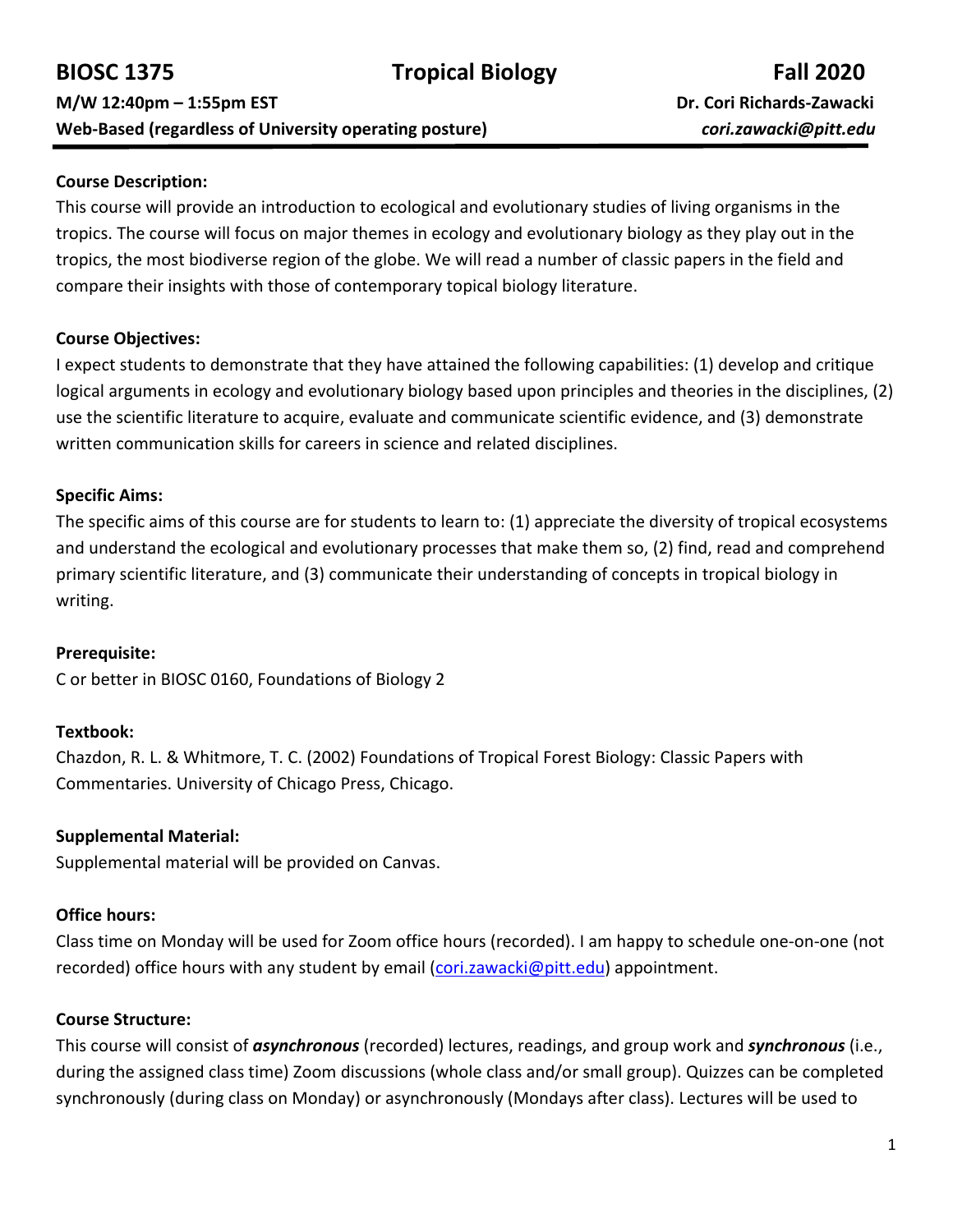**BIOSC 1375** **Tropical Biology** **Fall 2020**

**M/W 12:40pm – 1:55pm EST** **Dr. Cori Richards-Zawacki**

**Web-Based (regardless of University operating posture)** ***cori.zawacki@pitt.edu***

---

### Course Description:

This course will provide an introduction to ecological and evolutionary studies of living organisms in the tropics. The course will focus on major themes in ecology and evolutionary biology as they play out in the tropics, the most biodiverse region of the globe. We will read a number of classic papers in the field and compare their insights with those of contemporary topical biology literature.

### Course Objectives:

I expect students to demonstrate that they have attained the following capabilities: (1) develop and critique logical arguments in ecology and evolutionary biology based upon principles and theories in the disciplines, (2) use the scientific literature to acquire, evaluate and communicate scientific evidence, and (3) demonstrate written communication skills for careers in science and related disciplines.

### Specific Aims:

The specific aims of this course are for students to learn to: (1) appreciate the diversity of tropical ecosystems and understand the ecological and evolutionary processes that make them so, (2) find, read and comprehend primary scientific literature, and (3) communicate their understanding of concepts in tropical biology in writing.

### Prerequisite:

C or better in BIOSC 0160, Foundations of Biology 2

### Textbook:

Chazdon, R. L. & Whitmore, T. C. (2002) Foundations of Tropical Forest Biology: Classic Papers with Commentaries. University of Chicago Press, Chicago.

### Supplemental Material:

Supplemental material will be provided on Canvas.

### Office hours:

Class time on Monday will be used for Zoom office hours (recorded). I am happy to schedule one-on-one (not recorded) office hours with any student by email (cori.zawacki@pitt.edu) appointment.

### Course Structure:

This course will consist of ***asynchronous*** (recorded) lectures, readings, and group work and ***synchronous*** (i.e., during the assigned class time) Zoom discussions (whole class and/or small group). Quizzes can be completed synchronously (during class on Monday) or asynchronously (Mondays after class). Lectures will be used to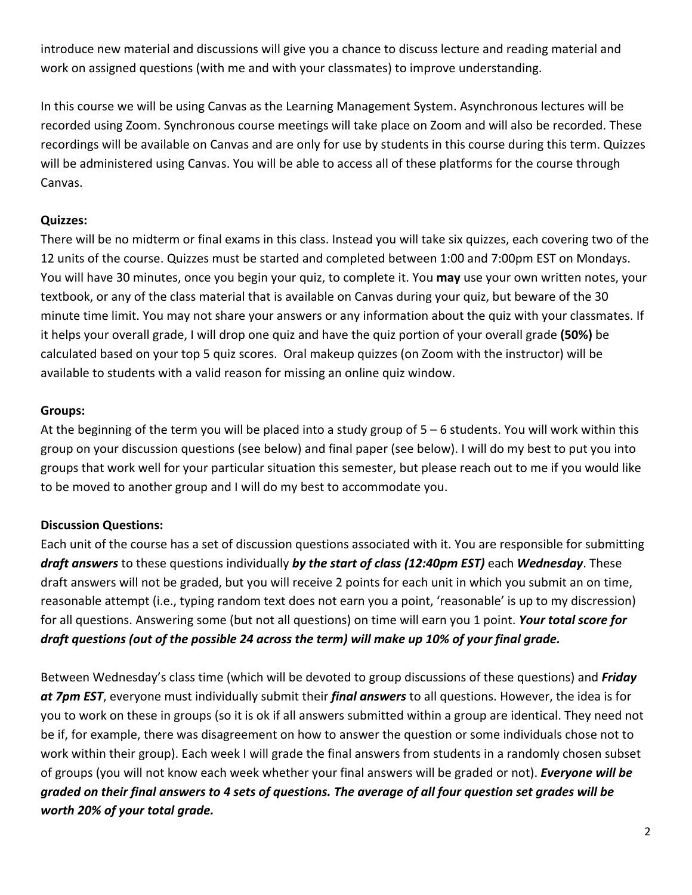introduce new material and discussions will give you a chance to discuss lecture and reading material and work on assigned questions (with me and with your classmates) to improve understanding.

In this course we will be using Canvas as the Learning Management System. Asynchronous lectures will be recorded using Zoom. Synchronous course meetings will take place on Zoom and will also be recorded. These recordings will be available on Canvas and are only for use by students in this course during this term. Quizzes will be administered using Canvas. You will be able to access all of these platforms for the course through Canvas.

**Quizzes:**

There will be no midterm or final exams in this class. Instead you will take six quizzes, each covering two of the 12 units of the course. Quizzes must be started and completed between 1:00 and 7:00pm EST on Mondays. You will have 30 minutes, once you begin your quiz, to complete it. You **may** use your own written notes, your textbook, or any of the class material that is available on Canvas during your quiz, but beware of the 30 minute time limit. You may not share your answers or any information about the quiz with your classmates. If it helps your overall grade, I will drop one quiz and have the quiz portion of your overall grade **(50%)** be calculated based on your top 5 quiz scores. Oral makeup quizzes (on Zoom with the instructor) will be available to students with a valid reason for missing an online quiz window.

**Groups:**

At the beginning of the term you will be placed into a study group of 5 – 6 students. You will work within this group on your discussion questions (see below) and final paper (see below). I will do my best to put you into groups that work well for your particular situation this semester, but please reach out to me if you would like to be moved to another group and I will do my best to accommodate you.

**Discussion Questions:**

Each unit of the course has a set of discussion questions associated with it. You are responsible for submitting ***draft answers*** to these questions individually ***by the start of class (12:40pm EST)*** each ***Wednesday***. These draft answers will not be graded, but you will receive 2 points for each unit in which you submit an on time, reasonable attempt (i.e., typing random text does not earn you a point, 'reasonable' is up to my discression) for all questions. Answering some (but not all questions) on time will earn you 1 point. ***Your total score for draft questions (out of the possible 24 across the term) will make up 10% of your final grade.***

Between Wednesday's class time (which will be devoted to group discussions of these questions) and ***Friday at 7pm EST***, everyone must individually submit their ***final answers*** to all questions. However, the idea is for you to work on these in groups (so it is ok if all answers submitted within a group are identical. They need not be if, for example, there was disagreement on how to answer the question or some individuals chose not to work within their group). Each week I will grade the final answers from students in a randomly chosen subset of groups (you will not know each week whether your final answers will be graded or not). ***Everyone will be graded on their final answers to 4 sets of questions. The average of all four question set grades will be worth 20% of your total grade.***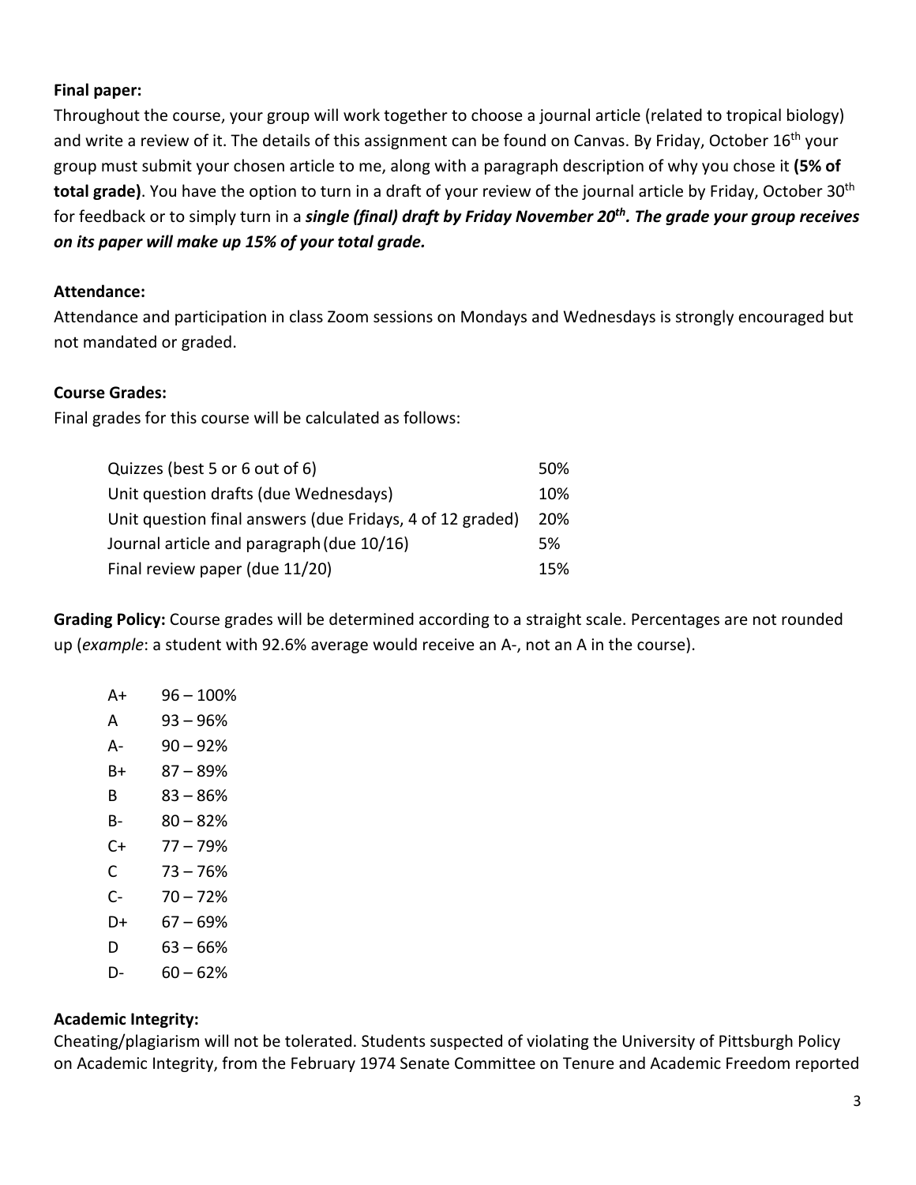**Final paper:**
Throughout the course, your group will work together to choose a journal article (related to tropical biology) and write a review of it. The details of this assignment can be found on Canvas. By Friday, October 16th your group must submit your chosen article to me, along with a paragraph description of why you chose it **(5% of total grade)**. You have the option to turn in a draft of your review of the journal article by Friday, October 30th for feedback or to simply turn in a ***single (final) draft by Friday November 20th. The grade your group receives on its paper will make up 15% of your total grade.***

**Attendance:**
Attendance and participation in class Zoom sessions on Mondays and Wednesdays is strongly encouraged but not mandated or graded.

**Course Grades:**
Final grades for this course will be calculated as follows:

| | |
|---|---|
| Quizzes (best 5 or 6 out of 6) | 50% |
| Unit question drafts (due Wednesdays) | 10% |
| Unit question final answers (due Fridays, 4 of 12 graded) | 20% |
| Journal article and paragraph (due 10/16) | 5% |
| Final review paper (due 11/20) | 15% |

**Grading Policy:** Course grades will be determined according to a straight scale. Percentages are not rounded up (*example*: a student with 92.6% average would receive an A-, not an A in the course).

| | |
|---|---|
| A+ | 96 – 100% |
| A | 93 – 96% |
| A- | 90 – 92% |
| B+ | 87 – 89% |
| B | 83 – 86% |
| B- | 80 – 82% |
| C+ | 77 – 79% |
| C | 73 – 76% |
| C- | 70 – 72% |
| D+ | 67 – 69% |
| D | 63 – 66% |
| D- | 60 – 62% |

**Academic Integrity:**
Cheating/plagiarism will not be tolerated. Students suspected of violating the University of Pittsburgh Policy on Academic Integrity, from the February 1974 Senate Committee on Tenure and Academic Freedom reported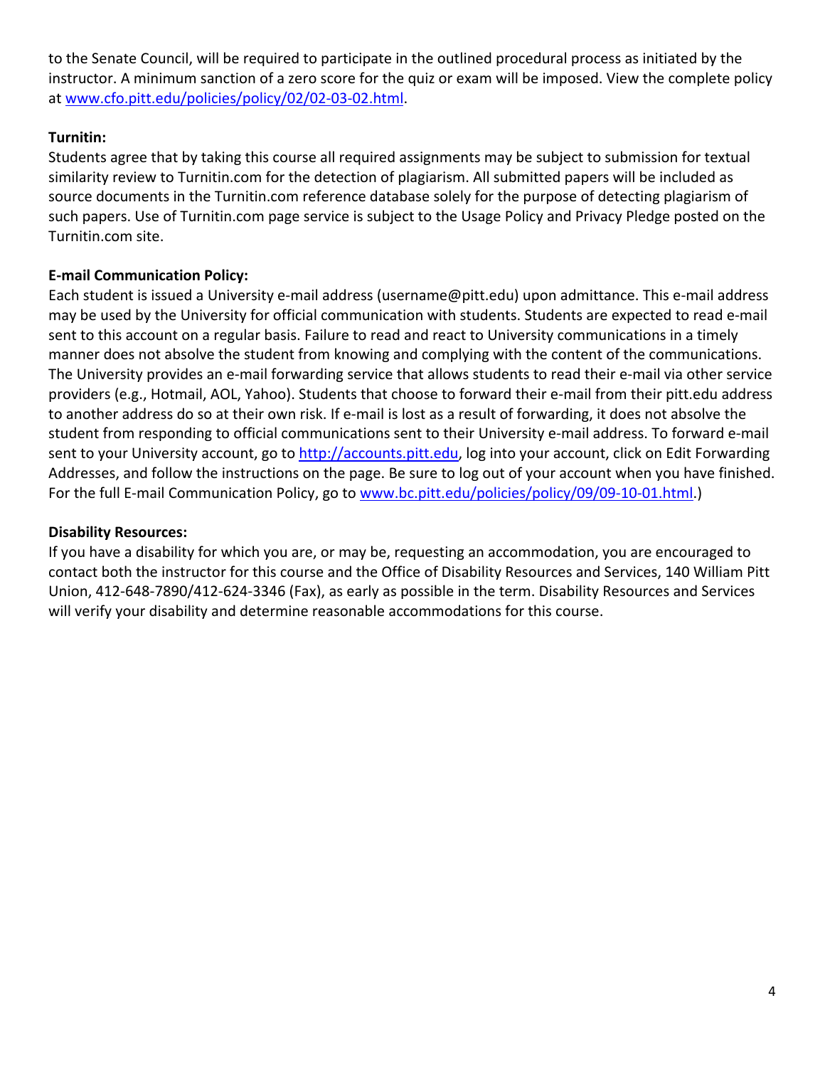to the Senate Council, will be required to participate in the outlined procedural process as initiated by the instructor. A minimum sanction of a zero score for the quiz or exam will be imposed. View the complete policy at [www.cfo.pitt.edu/policies/policy/02/02-03-02.html](www.cfo.pitt.edu/policies/policy/02/02-03-02.html).

**Turnitin:**
Students agree that by taking this course all required assignments may be subject to submission for textual similarity review to Turnitin.com for the detection of plagiarism. All submitted papers will be included as source documents in the Turnitin.com reference database solely for the purpose of detecting plagiarism of such papers. Use of Turnitin.com page service is subject to the Usage Policy and Privacy Pledge posted on the Turnitin.com site.

**E-mail Communication Policy:**
Each student is issued a University e-mail address (username@pitt.edu) upon admittance. This e-mail address may be used by the University for official communication with students. Students are expected to read e-mail sent to this account on a regular basis. Failure to read and react to University communications in a timely manner does not absolve the student from knowing and complying with the content of the communications. The University provides an e-mail forwarding service that allows students to read their e-mail via other service providers (e.g., Hotmail, AOL, Yahoo). Students that choose to forward their e-mail from their pitt.edu address to another address do so at their own risk. If e-mail is lost as a result of forwarding, it does not absolve the student from responding to official communications sent to their University e-mail address. To forward e-mail sent to your University account, go to [http://accounts.pitt.edu](http://accounts.pitt.edu), log into your account, click on Edit Forwarding Addresses, and follow the instructions on the page. Be sure to log out of your account when you have finished. For the full E-mail Communication Policy, go to [www.bc.pitt.edu/policies/policy/09/09-10-01.html](www.bc.pitt.edu/policies/policy/09/09-10-01.html).)

**Disability Resources:**
If you have a disability for which you are, or may be, requesting an accommodation, you are encouraged to contact both the instructor for this course and the Office of Disability Resources and Services, 140 William Pitt Union, 412-648-7890/412-624-3346 (Fax), as early as possible in the term. Disability Resources and Services will verify your disability and determine reasonable accommodations for this course.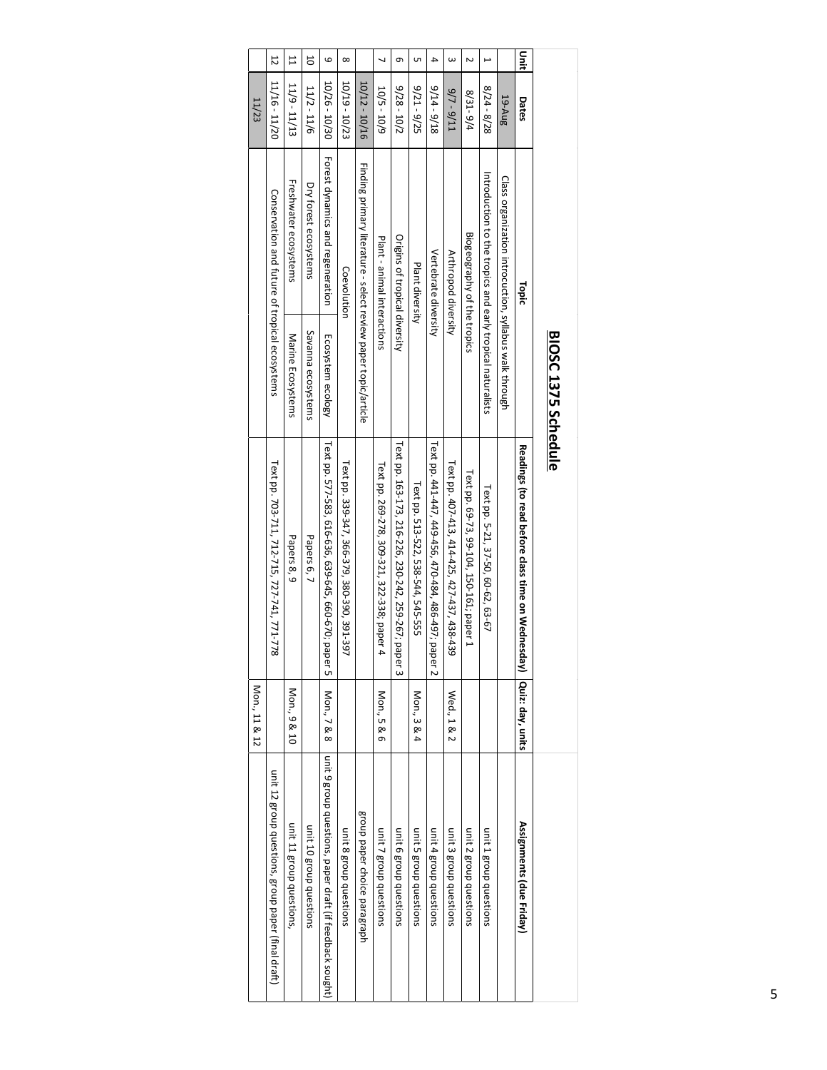# BIOSC 1375 Schedule

| Unit | Dates | Topic | | Readings (to read before class time on Wednesday) | Quiz: day, units | Assignments (due Friday) |
|---|---|---|---|---|---|---|
| | 19-Aug | Class organization introcuction, syllabus walk through | | | | |
| 1 | 8/24 - 8/28 | Introduction to the tropics and early tropical naturalists | | Text pp. 5-21, 37-50, 60-62, 63-67 | | unit 1 group questions |
| 2 | 8/31 - 9/4 | Biogeography of the tropics | | Text pp. 69-73, 99-104, 150-161; paper 1 | | unit 2 group questions |
| 3 | 9/7 - 9/11 | Arthropod diversity | | Text pp. 407-413, 414-425, 427-437, 438-439 | Wed., 1 & 2 | unit 3 group questions |
| 4 | 9/14 - 9/18 | Vertebrate diversity | | Text pp. 441-447, 449-456, 470-484, 486-497; paper 2 | | unit 4 group questions |
| 5 | 9/21 - 9/25 | Plant diversity | | Text pp. 513-522, 538-544, 545-555 | Mon., 3 & 4 | unit 5 group questions |
| 6 | 9/28 - 10/2 | Origins of tropical diversity | | Text pp. 163-173, 216-226, 230-242, 259-267; paper 3 | | unit 6 group questions |
| 7 | 10/5 - 10/9 | Plant - animal interactions | | Text pp. 269-278, 309-321, 322-338; paper 4 | Mon., 5 & 6 | unit 7 group questions |
| | 10/12 - 10/16 | Finding primary literature - select review paper topic/article | | | | group paper choice paragraph |
| 8 | 10/19 - 10/23 | Coevolution | | Text pp. 339-347, 366-379, 380-390, 391-397 | | unit 8 group questions |
| 9 | 10/26 - 10/30 | Forest dynamics and regeneration | Ecosystem ecology | Text pp. 577-583, 616-636, 639-645, 660-670; paper 5 | Mon., 7 & 8 | unit 9 group questions, paper draft (if feedback sought) |
| 10 | 11/2 - 11/6 | Dry forest ecosystems | Savanna ecosystems | Papers 6, 7 | | unit 10 group questions |
| 11 | 11/9 - 11/13 | Freshwater ecosystems | Marine Ecosystems | Papers 8, 9 | Mon., 9 & 10 | unit 11 group questions, |
| 12 | 11/16 - 11/20 | Conservation and future of tropical ecosystems | | Text pp. 703-711, 712-715, 727-741, 771-778 | | unit 12 group questions, group paper (final draft) |
| | 11/23 | | | | Mon., 11 & 12 | |